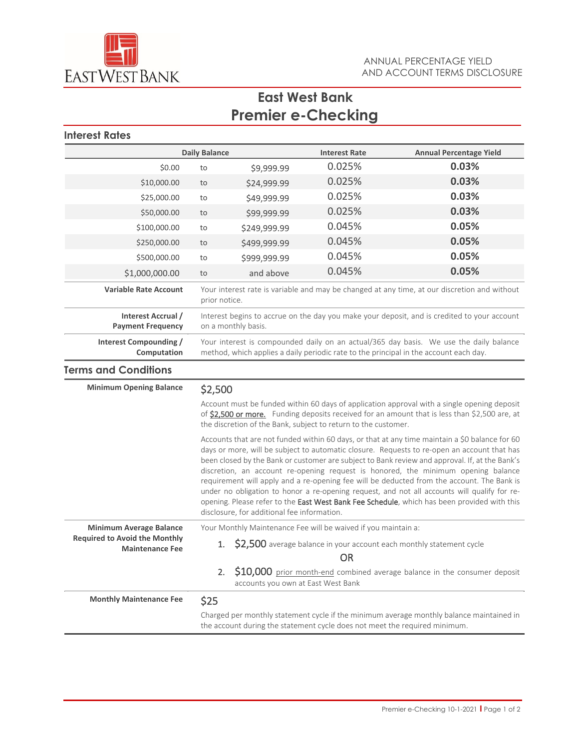EAST WEST BANK

ANNUAL PERCENTAGE YIELD AND ACCOUNT TERMS DISCLOSURE

# East West Bank
# Premier e-Checking

## Interest Rates

| Daily Balance | | | Interest Rate | Annual Percentage Yield |
|---|---|---|---|---|
| $0.00 | to | $9,999.99 | 0.025% | **0.03%** |
| $10,000.00 | to | $24,999.99 | 0.025% | **0.03%** |
| $25,000.00 | to | $49,999.99 | 0.025% | **0.03%** |
| $50,000.00 | to | $99,999.99 | 0.025% | **0.03%** |
| $100,000.00 | to | $249,999.99 | 0.045% | **0.05%** |
| $250,000.00 | to | $499,999.99 | 0.045% | **0.05%** |
| $500,000.00 | to | $999,999.99 | 0.045% | **0.05%** |
| $1,000,000.00 | to | and above | 0.045% | **0.05%** |

**Variable Rate Account**: Your interest rate is variable and may be changed at any time, at our discretion and without prior notice.

**Interest Accrual / Payment Frequency**: Interest begins to accrue on the day you make your deposit, and is credited to your account on a monthly basis.

**Interest Compounding / Computation**: Your interest is compounded daily on an actual/365 day basis. We use the daily balance method, which applies a daily periodic rate to the principal in the account each day.

## Terms and Conditions

**Minimum Opening Balance**

$2,500

Account must be funded within 60 days of application approval with a single opening deposit of $2,500 or more. Funding deposits received for an amount that is less than $2,500 are, at the discretion of the Bank, subject to return to the customer.

Accounts that are not funded within 60 days, or that at any time maintain a $0 balance for 60 days or more, will be subject to automatic closure. Requests to re-open an account that has been closed by the Bank or customer are subject to Bank review and approval. If, at the Bank's discretion, an account re-opening request is honored, the minimum opening balance requirement will apply and a re-opening fee will be deducted from the account. The Bank is under no obligation to honor a re-opening request, and not all accounts will qualify for re-opening. Please refer to the East West Bank Fee Schedule, which has been provided with this disclosure, for additional fee information.

**Minimum Average Balance Required to Avoid the Monthly Maintenance Fee**

Your Monthly Maintenance Fee will be waived if you maintain a:

1. $2,500 average balance in your account each monthly statement cycle

   OR

2. $10,000 prior month-end combined average balance in the consumer deposit accounts you own at East West Bank

**Monthly Maintenance Fee**

$25

Charged per monthly statement cycle if the minimum average monthly balance maintained in the account during the statement cycle does not meet the required minimum.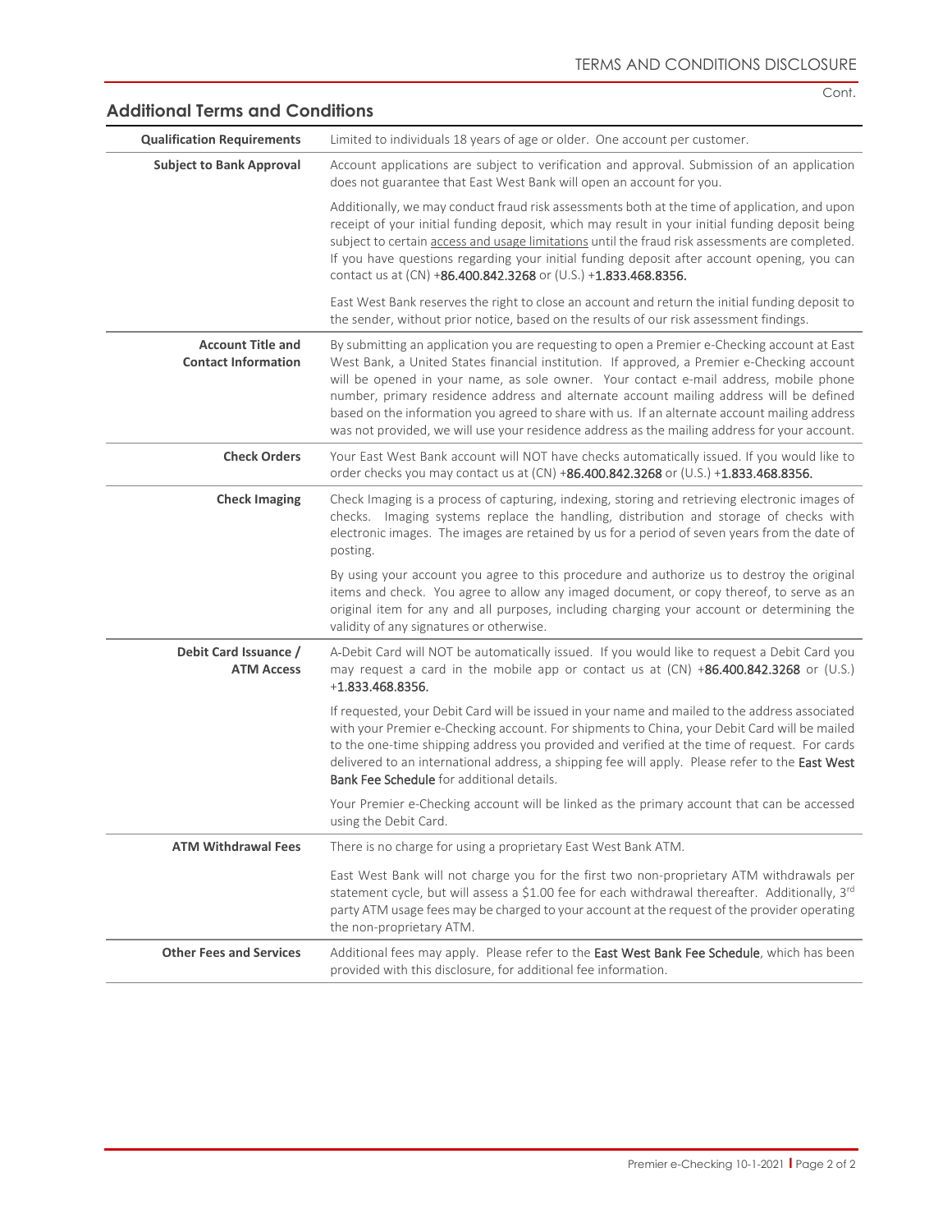## Additional Terms and Conditions

| | |
|---|---|
| **Qualification Requirements** | Limited to individuals 18 years of age or older. One account per customer. |
| **Subject to Bank Approval** | Account applications are subject to verification and approval. Submission of an application does not guarantee that East West Bank will open an account for you.<br><br>Additionally, we may conduct fraud risk assessments both at the time of application, and upon receipt of your initial funding deposit, which may result in your initial funding deposit being subject to certain access and usage limitations until the fraud risk assessments are completed. If you have questions regarding your initial funding deposit after account opening, you can contact us at (CN) +86.400.842.3268 or (U.S.) +1.833.468.8356.<br><br>East West Bank reserves the right to close an account and return the initial funding deposit to the sender, without prior notice, based on the results of our risk assessment findings. |
| **Account Title and Contact Information** | By submitting an application you are requesting to open a Premier e-Checking account at East West Bank, a United States financial institution. If approved, a Premier e-Checking account will be opened in your name, as sole owner. Your contact e-mail address, mobile phone number, primary residence address and alternate account mailing address will be defined based on the information you agreed to share with us. If an alternate account mailing address was not provided, we will use your residence address as the mailing address for your account. |
| **Check Orders** | Your East West Bank account will NOT have checks automatically issued. If you would like to order checks you may contact us at (CN) +86.400.842.3268 or (U.S.) +1.833.468.8356. |
| **Check Imaging** | Check Imaging is a process of capturing, indexing, storing and retrieving electronic images of checks. Imaging systems replace the handling, distribution and storage of checks with electronic images. The images are retained by us for a period of seven years from the date of posting.<br><br>By using your account you agree to this procedure and authorize us to destroy the original items and check. You agree to allow any imaged document, or copy thereof, to serve as an original item for any and all purposes, including charging your account or determining the validity of any signatures or otherwise. |
| **Debit Card Issuance / ATM Access** | A-Debit Card will NOT be automatically issued. If you would like to request a Debit Card you may request a card in the mobile app or contact us at (CN) +86.400.842.3268 or (U.S.) +1.833.468.8356.<br><br>If requested, your Debit Card will be issued in your name and mailed to the address associated with your Premier e-Checking account. For shipments to China, your Debit Card will be mailed to the one-time shipping address you provided and verified at the time of request. For cards delivered to an international address, a shipping fee will apply. Please refer to the East West Bank Fee Schedule for additional details.<br><br>Your Premier e-Checking account will be linked as the primary account that can be accessed using the Debit Card. |
| **ATM Withdrawal Fees** | There is no charge for using a proprietary East West Bank ATM.<br><br>East West Bank will not charge you for the first two non-proprietary ATM withdrawals per statement cycle, but will assess a $1.00 fee for each withdrawal thereafter. Additionally, 3rd party ATM usage fees may be charged to your account at the request of the provider operating the non-proprietary ATM. |
| **Other Fees and Services** | Additional fees may apply. Please refer to the East West Bank Fee Schedule, which has been provided with this disclosure, for additional fee information. |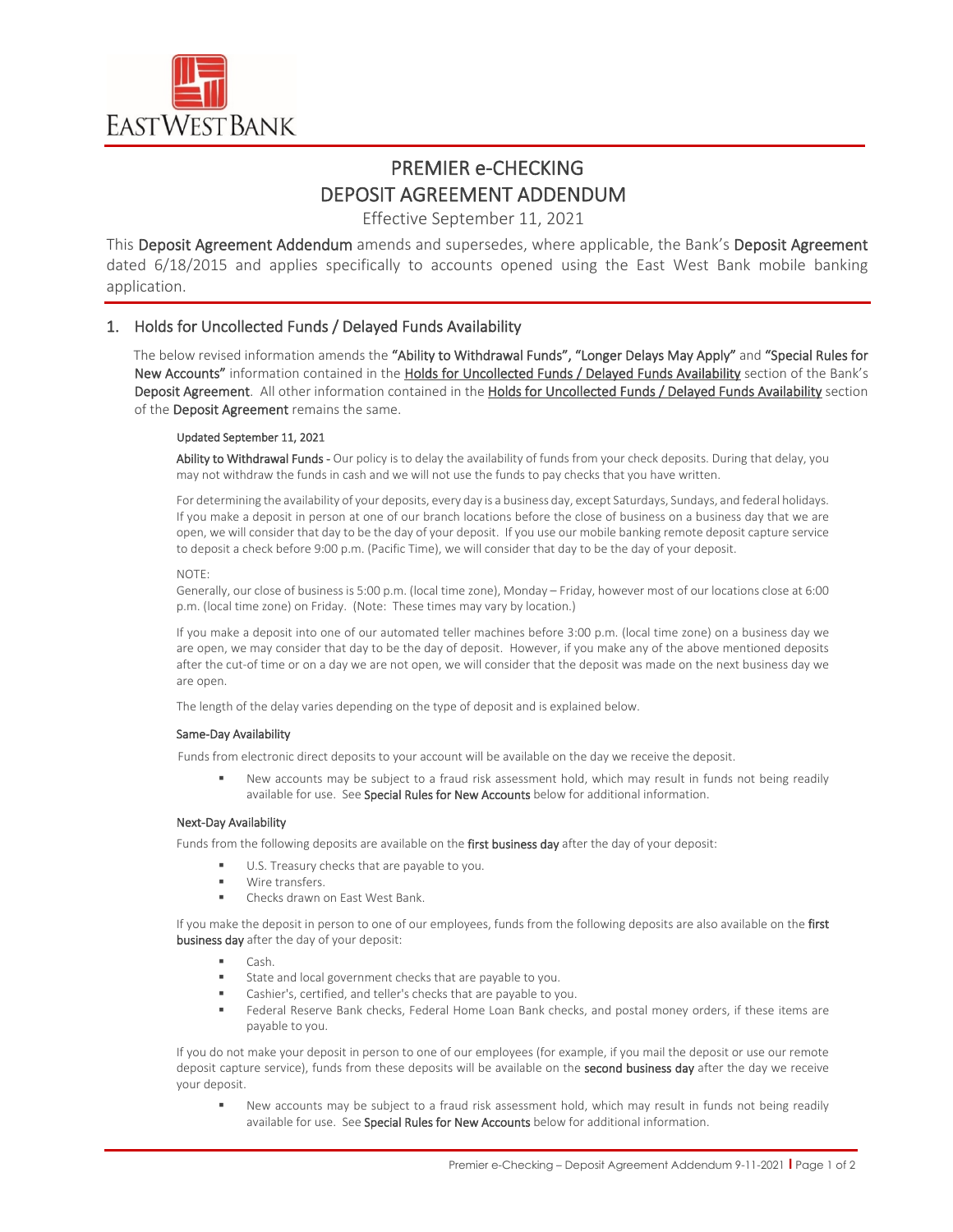# PREMIER e-CHECKING
# DEPOSIT AGREEMENT ADDENDUM

Effective September 11, 2021

This **Deposit Agreement Addendum** amends and supersedes, where applicable, the Bank's **Deposit Agreement** dated 6/18/2015 and applies specifically to accounts opened using the East West Bank mobile banking application.

## 1. Holds for Uncollected Funds / Delayed Funds Availability

The below revised information amends the **"Ability to Withdrawal Funds", "Longer Delays May Apply"** and **"Special Rules for New Accounts"** information contained in the Holds for Uncollected Funds / Delayed Funds Availability section of the Bank's **Deposit Agreement**. All other information contained in the Holds for Uncollected Funds / Delayed Funds Availability section of the **Deposit Agreement** remains the same.

**Updated September 11, 2021**

**Ability to Withdrawal Funds -** Our policy is to delay the availability of funds from your check deposits. During that delay, you may not withdraw the funds in cash and we will not use the funds to pay checks that you have written.

For determining the availability of your deposits, every day is a business day, except Saturdays, Sundays, and federal holidays. If you make a deposit in person at one of our branch locations before the close of business on a business day that we are open, we will consider that day to be the day of your deposit. If you use our mobile banking remote deposit capture service to deposit a check before 9:00 p.m. (Pacific Time), we will consider that day to be the day of your deposit.

NOTE:
Generally, our close of business is 5:00 p.m. (local time zone), Monday – Friday, however most of our locations close at 6:00 p.m. (local time zone) on Friday. (Note: These times may vary by location.)

If you make a deposit into one of our automated teller machines before 3:00 p.m. (local time zone) on a business day we are open, we may consider that day to be the day of deposit. However, if you make any of the above mentioned deposits after the cut-of time or on a day we are not open, we will consider that the deposit was made on the next business day we are open.

The length of the delay varies depending on the type of deposit and is explained below.

**Same-Day Availability**

Funds from electronic direct deposits to your account will be available on the day we receive the deposit.

- New accounts may be subject to a fraud risk assessment hold, which may result in funds not being readily available for use. See **Special Rules for New Accounts** below for additional information.

**Next-Day Availability**

Funds from the following deposits are available on the **first business day** after the day of your deposit:

- U.S. Treasury checks that are payable to you.
- Wire transfers.
- Checks drawn on East West Bank.

If you make the deposit in person to one of our employees, funds from the following deposits are also available on the **first business day** after the day of your deposit:

- Cash.
- State and local government checks that are payable to you.
- Cashier's, certified, and teller's checks that are payable to you.
- Federal Reserve Bank checks, Federal Home Loan Bank checks, and postal money orders, if these items are payable to you.

If you do not make your deposit in person to one of our employees (for example, if you mail the deposit or use our remote deposit capture service), funds from these deposits will be available on the **second business day** after the day we receive your deposit.

- New accounts may be subject to a fraud risk assessment hold, which may result in funds not being readily available for use. See **Special Rules for New Accounts** below for additional information.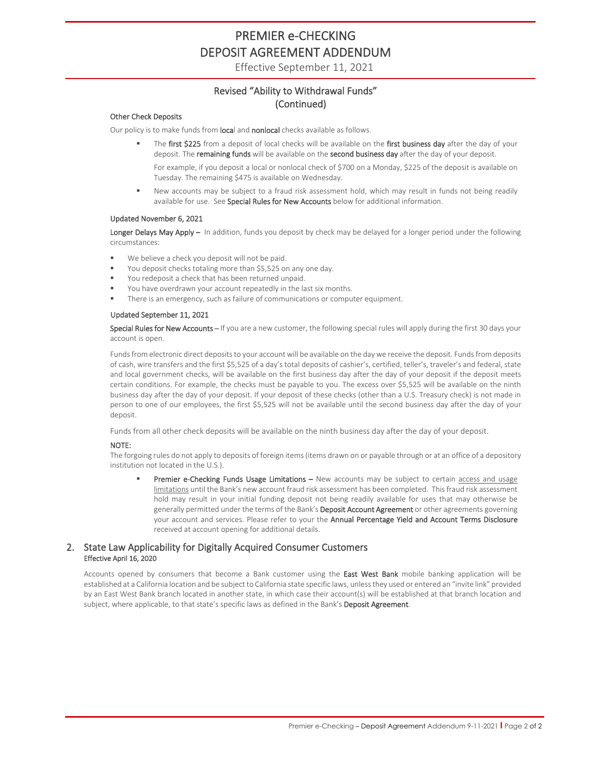# PREMIER e-CHECKING DEPOSIT AGREEMENT ADDENDUM

Effective September 11, 2021

## Revised "Ability to Withdrawal Funds" (Continued)

### Other Check Deposits

Our policy is to make funds from **local** and **nonlocal** checks available as follows.

- The **first $225** from a deposit of local checks will be available on the **first business day** after the day of your deposit. The **remaining funds** will be available on the **second business day** after the day of your deposit.

  For example, if you deposit a local or nonlocal check of $700 on a Monday, $225 of the deposit is available on Tuesday. The remaining $475 is available on Wednesday.

- New accounts may be subject to a fraud risk assessment hold, which may result in funds not being readily available for use. See **Special Rules for New Accounts** below for additional information.

### Updated November 6, 2021

**Longer Delays May Apply –** In addition, funds you deposit by check may be delayed for a longer period under the following circumstances:

- We believe a check you deposit will not be paid.
- You deposit checks totaling more than $5,525 on any one day.
- You redeposit a check that has been returned unpaid.
- You have overdrawn your account repeatedly in the last six months.
- There is an emergency, such as failure of communications or computer equipment.

### Updated September 11, 2021

**Special Rules for New Accounts –** If you are a new customer, the following special rules will apply during the first 30 days your account is open.

Funds from electronic direct deposits to your account will be available on the day we receive the deposit. Funds from deposits of cash, wire transfers and the first $5,525 of a day's total deposits of cashier's, certified, teller's, traveler's and federal, state and local government checks, will be available on the first business day after the day of your deposit if the deposit meets certain conditions. For example, the checks must be payable to you. The excess over $5,525 will be available on the ninth business day after the day of your deposit. If your deposit of these checks (other than a U.S. Treasury check) is not made in person to one of our employees, the first $5,525 will not be available until the second business day after the day of your deposit.

Funds from all other check deposits will be available on the ninth business day after the day of your deposit.

NOTE:
The forgoing rules do not apply to deposits of foreign items (items drawn on or payable through or at an office of a depository institution not located in the U.S.).

- **Premier e-Checking Funds Usage Limitations –** New accounts may be subject to certain access and usage limitations until the Bank's new account fraud risk assessment has been completed. This fraud risk assessment hold may result in your initial funding deposit not being readily available for uses that may otherwise be generally permitted under the terms of the Bank's **Deposit Account Agreement** or other agreements governing your account and services. Please refer to your the **Annual Percentage Yield and Account Terms Disclosure** received at account opening for additional details.

## 2. State Law Applicability for Digitally Acquired Consumer Customers

Effective April 16, 2020

Accounts opened by consumers that become a Bank customer using the **East West Bank** mobile banking application will be established at a California location and be subject to California state specific laws, unless they used or entered an "invite link" provided by an East West Bank branch located in another state, in which case their account(s) will be established at that branch location and subject, where applicable, to that state's specific laws as defined in the Bank's **Deposit Agreement**.